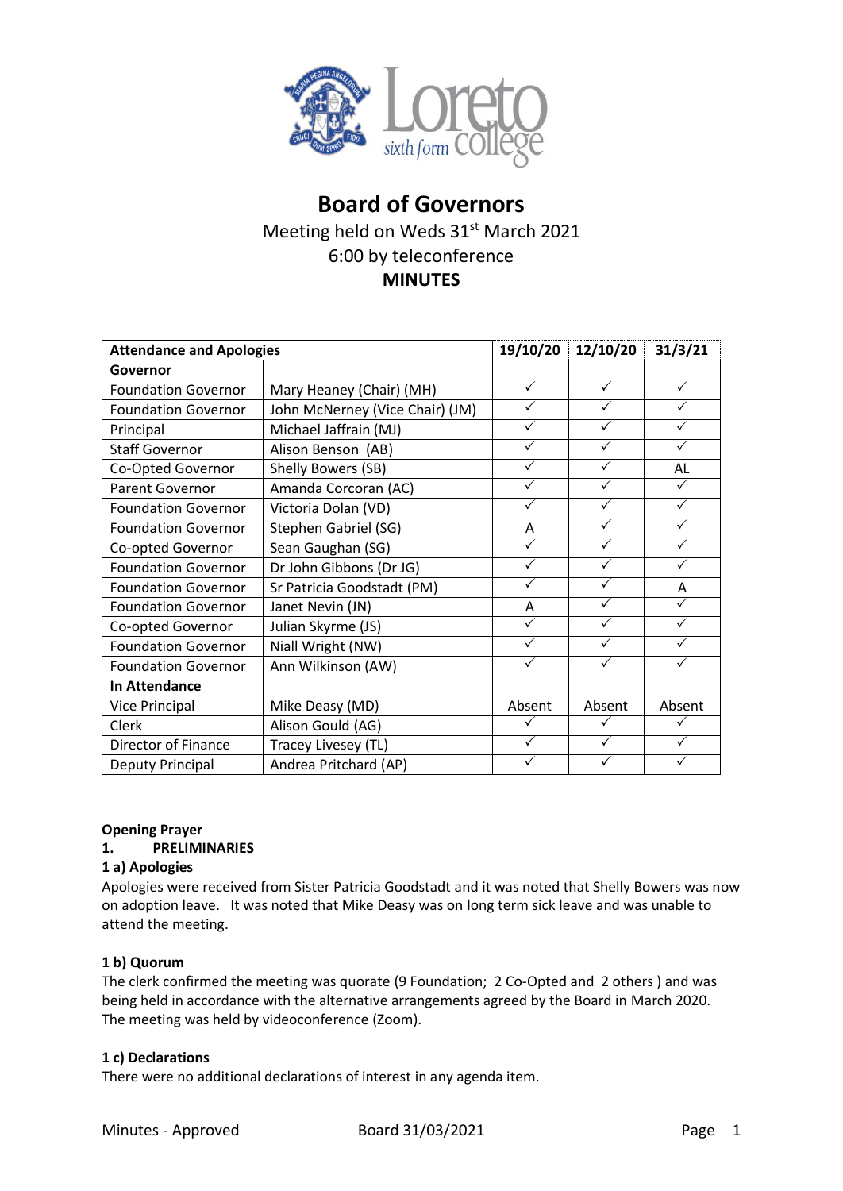# Board of Governors

Meeting held on Weds 31st March 2021
6:00 by teleconference
**MINUTES**

| Attendance and Apologies | | 19/10/20 | 12/10/20 | 31/3/21 |
|---|---|---|---|---|
| **Governor** | | | | |
| Foundation Governor | Mary Heaney (Chair) (MH) | ✓ | ✓ | ✓ |
| Foundation Governor | John McNerney (Vice Chair) (JM) | ✓ | ✓ | ✓ |
| Principal | Michael Jaffrain (MJ) | ✓ | ✓ | ✓ |
| Staff Governor | Alison Benson (AB) | ✓ | ✓ | ✓ |
| Co-Opted Governor | Shelly Bowers (SB) | ✓ | ✓ | AL |
| Parent Governor | Amanda Corcoran (AC) | ✓ | ✓ | ✓ |
| Foundation Governor | Victoria Dolan (VD) | ✓ | ✓ | ✓ |
| Foundation Governor | Stephen Gabriel (SG) | A | ✓ | ✓ |
| Co-opted Governor | Sean Gaughan (SG) | ✓ | ✓ | ✓ |
| Foundation Governor | Dr John Gibbons (Dr JG) | ✓ | ✓ | ✓ |
| Foundation Governor | Sr Patricia Goodstadt (PM) | ✓ | ✓ | A |
| Foundation Governor | Janet Nevin (JN) | A | ✓ | ✓ |
| Co-opted Governor | Julian Skyrme (JS) | ✓ | ✓ | ✓ |
| Foundation Governor | Niall Wright (NW) | ✓ | ✓ | ✓ |
| Foundation Governor | Ann Wilkinson (AW) | ✓ | ✓ | ✓ |
| **In Attendance** | | | | |
| Vice Principal | Mike Deasy (MD) | Absent | Absent | Absent |
| Clerk | Alison Gould (AG) | ✓ | ✓ | ✓ |
| Director of Finance | Tracey Livesey (TL) | ✓ | ✓ | ✓ |
| Deputy Principal | Andrea Pritchard (AP) | ✓ | ✓ | ✓ |

**Opening Prayer**

**1. PRELIMINARIES**

**1 a) Apologies**

Apologies were received from Sister Patricia Goodstadt and it was noted that Shelly Bowers was now on adoption leave. It was noted that Mike Deasy was on long term sick leave and was unable to attend the meeting.

**1 b) Quorum**

The clerk confirmed the meeting was quorate (9 Foundation; 2 Co-Opted and 2 others ) and was being held in accordance with the alternative arrangements agreed by the Board in March 2020. The meeting was held by videoconference (Zoom).

**1 c) Declarations**

There were no additional declarations of interest in any agenda item.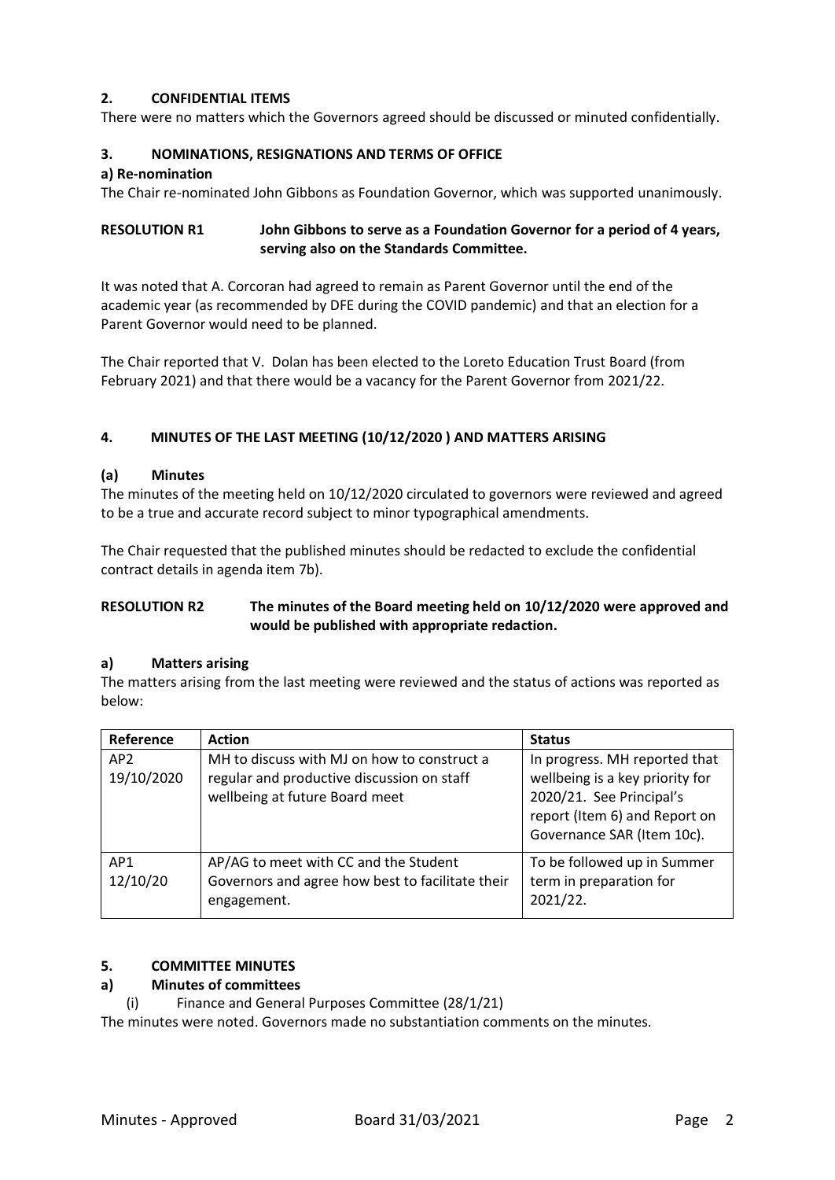## 2. CONFIDENTIAL ITEMS

There were no matters which the Governors agreed should be discussed or minuted confidentially.

## 3. NOMINATIONS, RESIGNATIONS AND TERMS OF OFFICE

### a) Re-nomination

The Chair re-nominated John Gibbons as Foundation Governor, which was supported unanimously.

**RESOLUTION R1 John Gibbons to serve as a Foundation Governor for a period of 4 years, serving also on the Standards Committee.**

It was noted that A. Corcoran had agreed to remain as Parent Governor until the end of the academic year (as recommended by DFE during the COVID pandemic) and that an election for a Parent Governor would need to be planned.

The Chair reported that V. Dolan has been elected to the Loreto Education Trust Board (from February 2021) and that there would be a vacancy for the Parent Governor from 2021/22.

## 4. MINUTES OF THE LAST MEETING (10/12/2020 ) AND MATTERS ARISING

### (a) Minutes

The minutes of the meeting held on 10/12/2020 circulated to governors were reviewed and agreed to be a true and accurate record subject to minor typographical amendments.

The Chair requested that the published minutes should be redacted to exclude the confidential contract details in agenda item 7b).

**RESOLUTION R2 The minutes of the Board meeting held on 10/12/2020 were approved and would be published with appropriate redaction.**

### a) Matters arising

The matters arising from the last meeting were reviewed and the status of actions was reported as below:

| Reference | Action | Status |
|---|---|---|
| AP2 19/10/2020 | MH to discuss with MJ on how to construct a regular and productive discussion on staff wellbeing at future Board meet | In progress. MH reported that wellbeing is a key priority for 2020/21. See Principal's report (Item 6) and Report on Governance SAR (Item 10c). |
| AP1 12/10/20 | AP/AG to meet with CC and the Student Governors and agree how best to facilitate their engagement. | To be followed up in Summer term in preparation for 2021/22. |

## 5. COMMITTEE MINUTES

### a) Minutes of committees

(i) Finance and General Purposes Committee (28/1/21)

The minutes were noted. Governors made no substantiation comments on the minutes.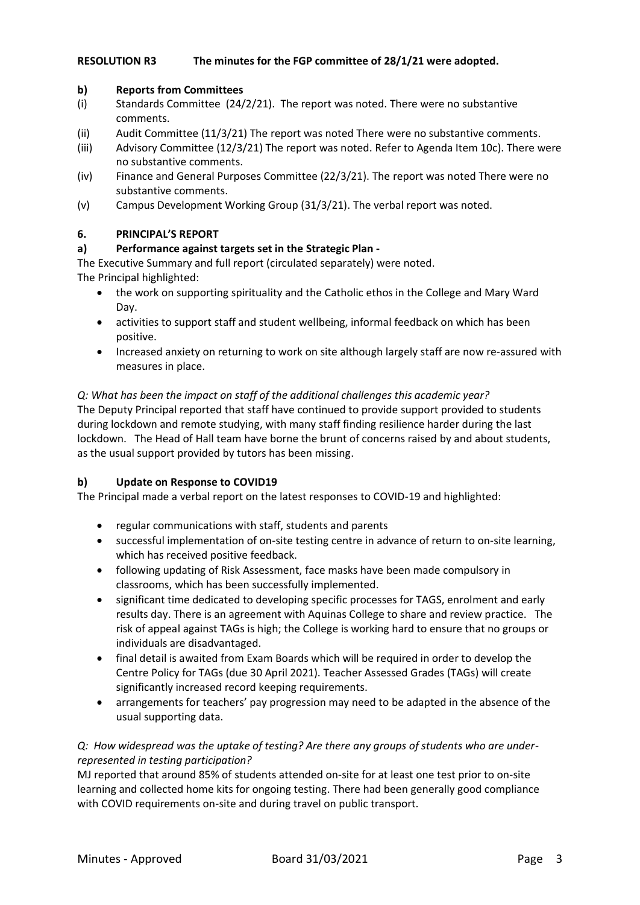**RESOLUTION R3 The minutes for the FGP committee of 28/1/21 were adopted.**

**b) Reports from Committees**

(i) Standards Committee (24/2/21). The report was noted. There were no substantive comments.

(ii) Audit Committee (11/3/21) The report was noted There were no substantive comments.

(iii) Advisory Committee (12/3/21) The report was noted. Refer to Agenda Item 10c). There were no substantive comments.

(iv) Finance and General Purposes Committee (22/3/21). The report was noted There were no substantive comments.

(v) Campus Development Working Group (31/3/21). The verbal report was noted.

## 6. PRINCIPAL'S REPORT

**a) Performance against targets set in the Strategic Plan -**

The Executive Summary and full report (circulated separately) were noted.

The Principal highlighted:

- the work on supporting spirituality and the Catholic ethos in the College and Mary Ward Day.
- activities to support staff and student wellbeing, informal feedback on which has been positive.
- Increased anxiety on returning to work on site although largely staff are now re-assured with measures in place.

*Q: What has been the impact on staff of the additional challenges this academic year?*

The Deputy Principal reported that staff have continued to provide support provided to students during lockdown and remote studying, with many staff finding resilience harder during the last lockdown. The Head of Hall team have borne the brunt of concerns raised by and about students, as the usual support provided by tutors has been missing.

**b) Update on Response to COVID19**

The Principal made a verbal report on the latest responses to COVID-19 and highlighted:

- regular communications with staff, students and parents
- successful implementation of on-site testing centre in advance of return to on-site learning, which has received positive feedback.
- following updating of Risk Assessment, face masks have been made compulsory in classrooms, which has been successfully implemented.
- significant time dedicated to developing specific processes for TAGS, enrolment and early results day. There is an agreement with Aquinas College to share and review practice. The risk of appeal against TAGs is high; the College is working hard to ensure that no groups or individuals are disadvantaged.
- final detail is awaited from Exam Boards which will be required in order to develop the Centre Policy for TAGs (due 30 April 2021). Teacher Assessed Grades (TAGs) will create significantly increased record keeping requirements.
- arrangements for teachers' pay progression may need to be adapted in the absence of the usual supporting data.

*Q: How widespread was the uptake of testing? Are there any groups of students who are under-represented in testing participation?*

MJ reported that around 85% of students attended on-site for at least one test prior to on-site learning and collected home kits for ongoing testing. There had been generally good compliance with COVID requirements on-site and during travel on public transport.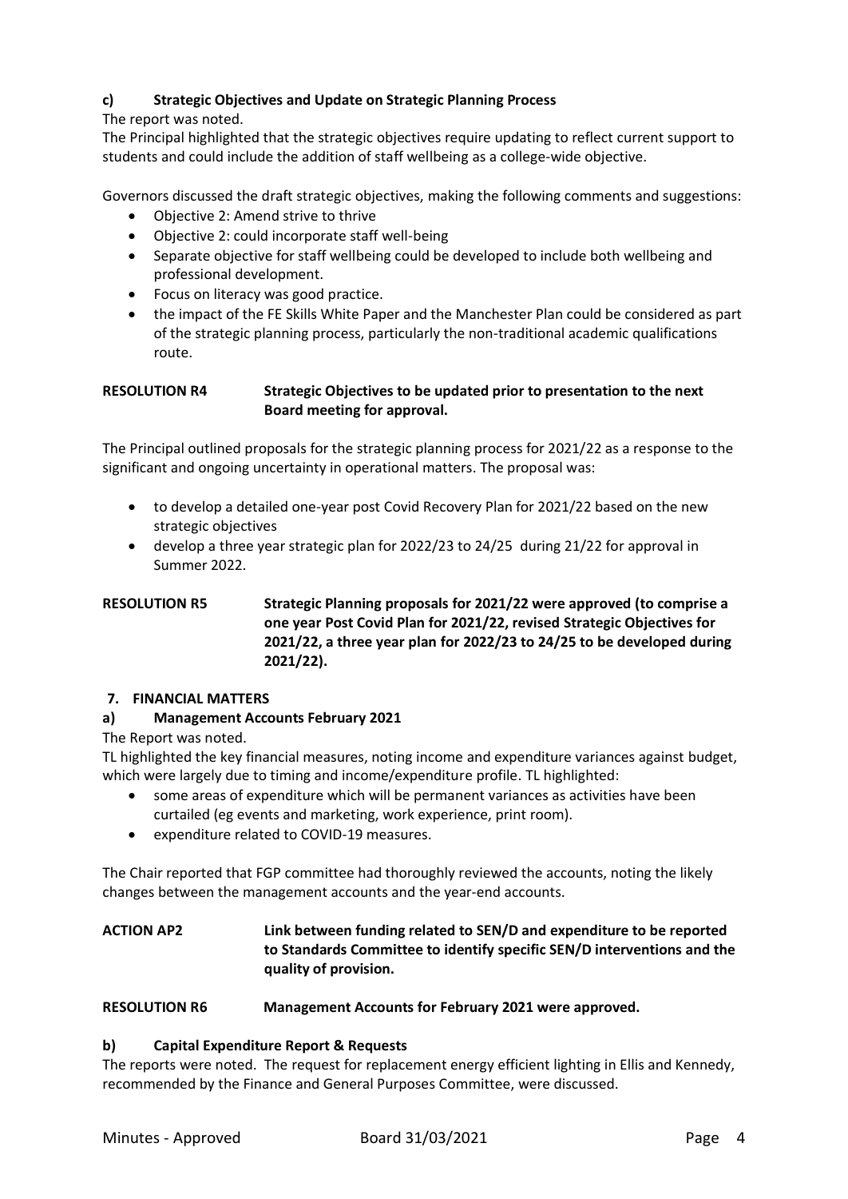### c) Strategic Objectives and Update on Strategic Planning Process

The report was noted.

The Principal highlighted that the strategic objectives require updating to reflect current support to students and could include the addition of staff wellbeing as a college-wide objective.

Governors discussed the draft strategic objectives, making the following comments and suggestions:

- Objective 2: Amend strive to thrive
- Objective 2: could incorporate staff well-being
- Separate objective for staff wellbeing could be developed to include both wellbeing and professional development.
- Focus on literacy was good practice.
- the impact of the FE Skills White Paper and the Manchester Plan could be considered as part of the strategic planning process, particularly the non-traditional academic qualifications route.

**RESOLUTION R4 Strategic Objectives to be updated prior to presentation to the next Board meeting for approval.**

The Principal outlined proposals for the strategic planning process for 2021/22 as a response to the significant and ongoing uncertainty in operational matters. The proposal was:

- to develop a detailed one-year post Covid Recovery Plan for 2021/22 based on the new strategic objectives
- develop a three year strategic plan for 2022/23 to 24/25 during 21/22 for approval in Summer 2022.

**RESOLUTION R5 Strategic Planning proposals for 2021/22 were approved (to comprise a one year Post Covid Plan for 2021/22, revised Strategic Objectives for 2021/22, a three year plan for 2022/23 to 24/25 to be developed during 2021/22).**

## 7. FINANCIAL MATTERS

### a) Management Accounts February 2021

The Report was noted.

TL highlighted the key financial measures, noting income and expenditure variances against budget, which were largely due to timing and income/expenditure profile. TL highlighted:

- some areas of expenditure which will be permanent variances as activities have been curtailed (eg events and marketing, work experience, print room).
- expenditure related to COVID-19 measures.

The Chair reported that FGP committee had thoroughly reviewed the accounts, noting the likely changes between the management accounts and the year-end accounts.

**ACTION AP2 Link between funding related to SEN/D and expenditure to be reported to Standards Committee to identify specific SEN/D interventions and the quality of provision.**

**RESOLUTION R6 Management Accounts for February 2021 were approved.**

### b) Capital Expenditure Report & Requests

The reports were noted. The request for replacement energy efficient lighting in Ellis and Kennedy, recommended by the Finance and General Purposes Committee, were discussed.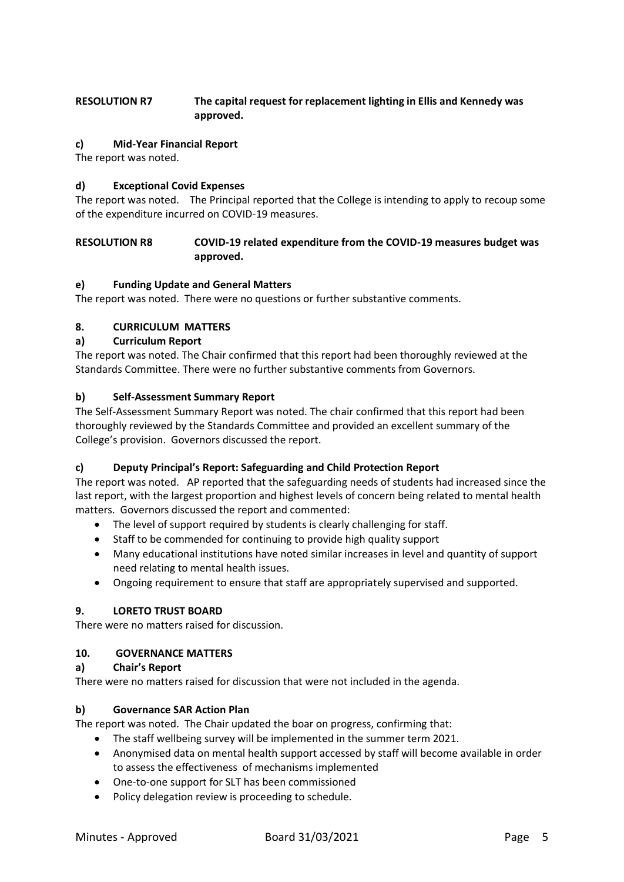**RESOLUTION R7** **The capital request for replacement lighting in Ellis and Kennedy was approved.**

**c) Mid-Year Financial Report**

The report was noted.

**d) Exceptional Covid Expenses**

The report was noted. The Principal reported that the College is intending to apply to recoup some of the expenditure incurred on COVID-19 measures.

**RESOLUTION R8** **COVID-19 related expenditure from the COVID-19 measures budget was approved.**

**e) Funding Update and General Matters**

The report was noted. There were no questions or further substantive comments.

**8. CURRICULUM MATTERS**

**a) Curriculum Report**

The report was noted. The Chair confirmed that this report had been thoroughly reviewed at the Standards Committee. There were no further substantive comments from Governors.

**b) Self-Assessment Summary Report**

The Self-Assessment Summary Report was noted. The chair confirmed that this report had been thoroughly reviewed by the Standards Committee and provided an excellent summary of the College's provision. Governors discussed the report.

**c) Deputy Principal's Report: Safeguarding and Child Protection Report**

The report was noted. AP reported that the safeguarding needs of students had increased since the last report, with the largest proportion and highest levels of concern being related to mental health matters. Governors discussed the report and commented:

- The level of support required by students is clearly challenging for staff.
- Staff to be commended for continuing to provide high quality support
- Many educational institutions have noted similar increases in level and quantity of support need relating to mental health issues.
- Ongoing requirement to ensure that staff are appropriately supervised and supported.

**9. LORETO TRUST BOARD**

There were no matters raised for discussion.

**10. GOVERNANCE MATTERS**

**a) Chair's Report**

There were no matters raised for discussion that were not included in the agenda.

**b) Governance SAR Action Plan**

The report was noted. The Chair updated the boar on progress, confirming that:

- The staff wellbeing survey will be implemented in the summer term 2021.
- Anonymised data on mental health support accessed by staff will become available in order to assess the effectiveness of mechanisms implemented
- One-to-one support for SLT has been commissioned
- Policy delegation review is proceeding to schedule.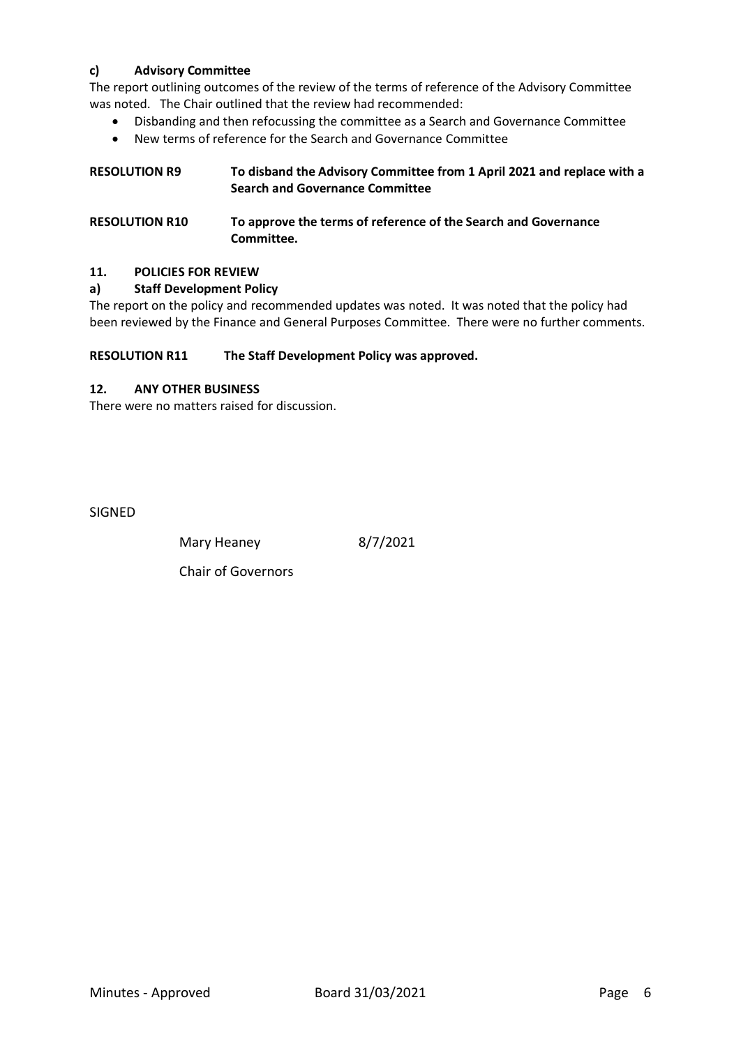#### c) Advisory Committee

The report outlining outcomes of the review of the terms of reference of the Advisory Committee was noted. The Chair outlined that the review had recommended:

- Disbanding and then refocussing the committee as a Search and Governance Committee
- New terms of reference for the Search and Governance Committee

**RESOLUTION R9** **To disband the Advisory Committee from 1 April 2021 and replace with a Search and Governance Committee**

**RESOLUTION R10** **To approve the terms of reference of the Search and Governance Committee.**

### 11. POLICIES FOR REVIEW

#### a) Staff Development Policy

The report on the policy and recommended updates was noted. It was noted that the policy had been reviewed by the Finance and General Purposes Committee. There were no further comments.

**RESOLUTION R11** **The Staff Development Policy was approved.**

### 12. ANY OTHER BUSINESS

There were no matters raised for discussion.

SIGNED

Mary Heaney 8/7/2021

Chair of Governors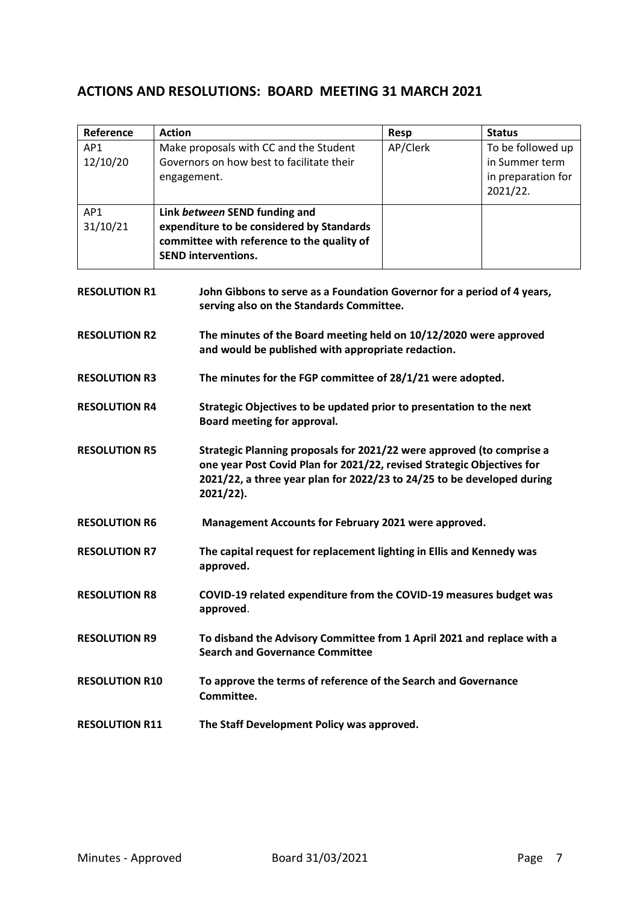## ACTIONS AND RESOLUTIONS: BOARD MEETING 31 MARCH 2021

| Reference | Action | Resp | Status |
|---|---|---|---|
| AP1 12/10/20 | Make proposals with CC and the Student Governors on how best to facilitate their engagement. | AP/Clerk | To be followed up in Summer term in preparation for 2021/22. |
| AP1 31/10/21 | **Link *between* SEND funding and expenditure to be considered by Standards committee with reference to the quality of SEND interventions.** | | |

**RESOLUTION R1** **John Gibbons to serve as a Foundation Governor for a period of 4 years, serving also on the Standards Committee.**

**RESOLUTION R2** **The minutes of the Board meeting held on 10/12/2020 were approved and would be published with appropriate redaction.**

**RESOLUTION R3** **The minutes for the FGP committee of 28/1/21 were adopted.**

**RESOLUTION R4** **Strategic Objectives to be updated prior to presentation to the next Board meeting for approval.**

**RESOLUTION R5** **Strategic Planning proposals for 2021/22 were approved (to comprise a one year Post Covid Plan for 2021/22, revised Strategic Objectives for 2021/22, a three year plan for 2022/23 to 24/25 to be developed during 2021/22).**

**RESOLUTION R6** **Management Accounts for February 2021 were approved.**

**RESOLUTION R7** **The capital request for replacement lighting in Ellis and Kennedy was approved.**

**RESOLUTION R8** **COVID-19 related expenditure from the COVID-19 measures budget was approved.**

**RESOLUTION R9** **To disband the Advisory Committee from 1 April 2021 and replace with a Search and Governance Committee**

**RESOLUTION R10** **To approve the terms of reference of the Search and Governance Committee.**

**RESOLUTION R11** **The Staff Development Policy was approved.**